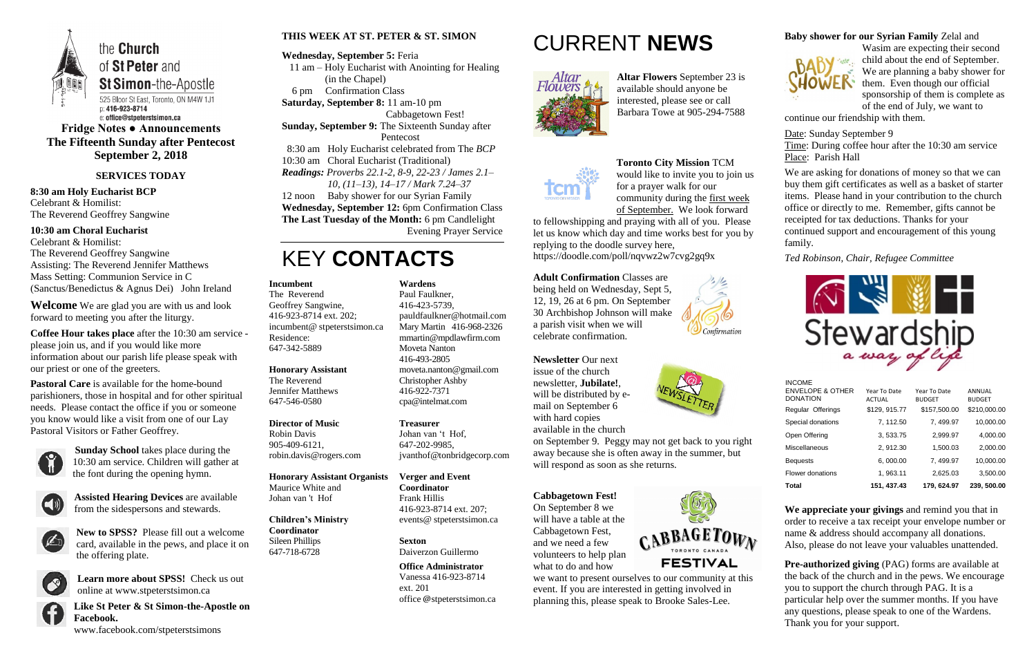# the Church of St Peter and St Simon-the-Apostle

525 Bloor St East, Toronto, ON M4W 1J1
p: 416-923-8714
e: office@stpeterstsimon.ca

## Fridge Notes ● Announcements
## The Fifteenth Sunday after Pentecost
## September 2, 2018

### SERVICES TODAY

**8:30 am Holy Eucharist BCP**
Celebrant & Homilist:
The Reverend Geoffrey Sangwine

**10:30 am Choral Eucharist**
Celebrant & Homilist:
The Reverend Geoffrey Sangwine
Assisting: The Reverend Jennifer Matthews
Mass Setting: Communion Service in C (Sanctus/Benedictus & Agnus Dei) John Ireland

**Welcome** We are glad you are with us and look forward to meeting you after the liturgy.

**Coffee Hour takes place** after the 10:30 am service - please join us, and if you would like more information about our parish life please speak with our priest or one of the greeters.

**Pastoral Care** is available for the home-bound parishioners, those in hospital and for other spiritual needs. Please contact the office if you or someone you know would like a visit from one of our Lay Pastoral Visitors or Father Geoffrey.

**Sunday School** takes place during the 10:30 am service. Children will gather at the font during the opening hymn.

**Assisted Hearing Devices** are available from the sidespersons and stewards.

**New to SPSS?** Please fill out a welcome card, available in the pews, and place it on the offering plate.

**Learn more about SPSS!** Check us out online at www.stpeterstsimon.ca

**Like St Peter & St Simon-the-Apostle on Facebook.**
www.facebook.com/stpeterstsimons

### THIS WEEK AT ST. PETER & ST. SIMON

**Wednesday, September 5:** Feria
11 am – Holy Eucharist with Anointing for Healing (in the Chapel)
6 pm Confirmation Class
**Saturday, September 8:** 11 am-10 pm Cabbagetown Fest!
**Sunday, September 9:** The Sixteenth Sunday after Pentecost
8:30 am Holy Eucharist celebrated from The *BCP*
10:30 am Choral Eucharist (Traditional)
*Readings: Proverbs 22.1-2, 8-9, 22-23 / James 2.1–10, (11–13), 14–17 / Mark 7.24–37*
12 noon Baby shower for our Syrian Family
**Wednesday, September 12:** 6pm Confirmation Class
**The Last Tuesday of the Month:** 6 pm Candlelight Evening Prayer Service

# KEY **CONTACTS**

**Incumbent**
The Reverend Geoffrey Sangwine,
416-923-8714 ext. 202;
incumbent@ stpeterstsimon.ca
Residence:
647-342-5889

**Honorary Assistant**
The Reverend Jennifer Matthews
647-546-0580

**Director of Music**
Robin Davis
905-409-6121,
robin.davis@rogers.com

**Honorary Assistant Organists**
Maurice White and Johan van 't Hof

**Children's Ministry Coordinator**
Sileen Phillips
647-718-6728

**Wardens**
Paul Faulkner,
416-423-5739,
pauldfaulkner@hotmail.com
Mary Martin 416-968-2326
mmartin@mpdlawfirm.com
Moveta Nanton
416-493-2805
moveta.nanton@gmail.com
Christopher Ashby
416-922-7371
cpa@intelmat.com

**Treasurer**
Johan van 't Hof,
647-202-9985,
jvanthof@tonbridgecorp.com

**Verger and Event Coordinator**
Frank Hillis
416-923-8714 ext. 207;
events@ stpeterstsimon.ca

**Sexton**
Daiverzon Guillermo

**Office Administrator**
Vanessa 416-923-8714 ext. 201
office @stpeterstsimon.ca

# CURRENT **NEWS**

**Altar Flowers** September 23 is available should anyone be interested, please see or call Barbara Towe at 905-294-7588

**Toronto City Mission** TCM would like to invite you to join us for a prayer walk for our community during the first week of September. We look forward to fellowshipping and praying with all of you. Please let us know which day and time works best for you by replying to the doodle survey here, https://doodle.com/poll/nqvwz2w7cvg2gq9x

**Adult Confirmation** Classes are being held on Wednesday, Sept 5, 12, 19, 26 at 6 pm. On September 30 Archbishop Johnson will make a parish visit when we will celebrate confirmation.

**Newsletter** Our next issue of the church newsletter, **Jubilate!**, will be distributed by e-mail on September 6 with hard copies available in the church on September 9. Peggy may not get back to you right away because she is often away in the summer, but will respond as soon as she returns.

**Cabbagetown Fest!**
On September 8 we will have a table at the Cabbagetown Fest, and we need a few volunteers to help plan what to do and how we want to present ourselves to our community at this event. If you are interested in getting involved in planning this, please speak to Brooke Sales-Lee.

**Baby shower for our Syrian Family** Zelal and Wasim are expecting their second child about the end of September. We are planning a baby shower for them. Even though our official sponsorship of them is complete as of the end of July, we want to continue our friendship with them.

Date: Sunday September 9
Time: During coffee hour after the 10:30 am service
Place: Parish Hall

We are asking for donations of money so that we can buy them gift certificates as well as a basket of starter items. Please hand in your contribution to the church office or directly to me. Remember, gifts cannot be receipted for tax deductions. Thanks for your continued support and encouragement of this young family.

*Ted Robinson, Chair, Refugee Committee*

Stewardship *a way of life*

| INCOME ENVIRONMENT & OTHER DONATION | Year To Date ACTUAL | Year To Date BUDGET | ANNUAL BUDGET |
|---|---|---|---|
| Regular Offerings | $129, 915.77 | $157,500.00 | $210,000.00 |
| Special donations | 7, 112.50 | 7, 499.97 | 10,000.00 |
| Open Offering | 3, 533.75 | 2,999.97 | 4,000.00 |
| Miscellaneous | 2, 912.30 | 1,500.03 | 2,000.00 |
| Bequests | 6, 000.00 | 7, 499.97 | 10,000.00 |
| Flower donations | 1, 963.11 | 2,625.03 | 3,500.00 |
| **Total** | **151, 437.43** | **179, 624.97** | **239, 500.00** |

**We appreciate your givings** and remind you that in order to receive a tax receipt your envelope number or name & address should accompany all donations. Also, please do not leave your valuables unattended.

**Pre-authorized giving** (PAG) forms are available at the back of the church and in the pews. We encourage you to support the church through PAG. It is a particular help over the summer months. If you have any questions, please speak to one of the Wardens. Thank you for your support.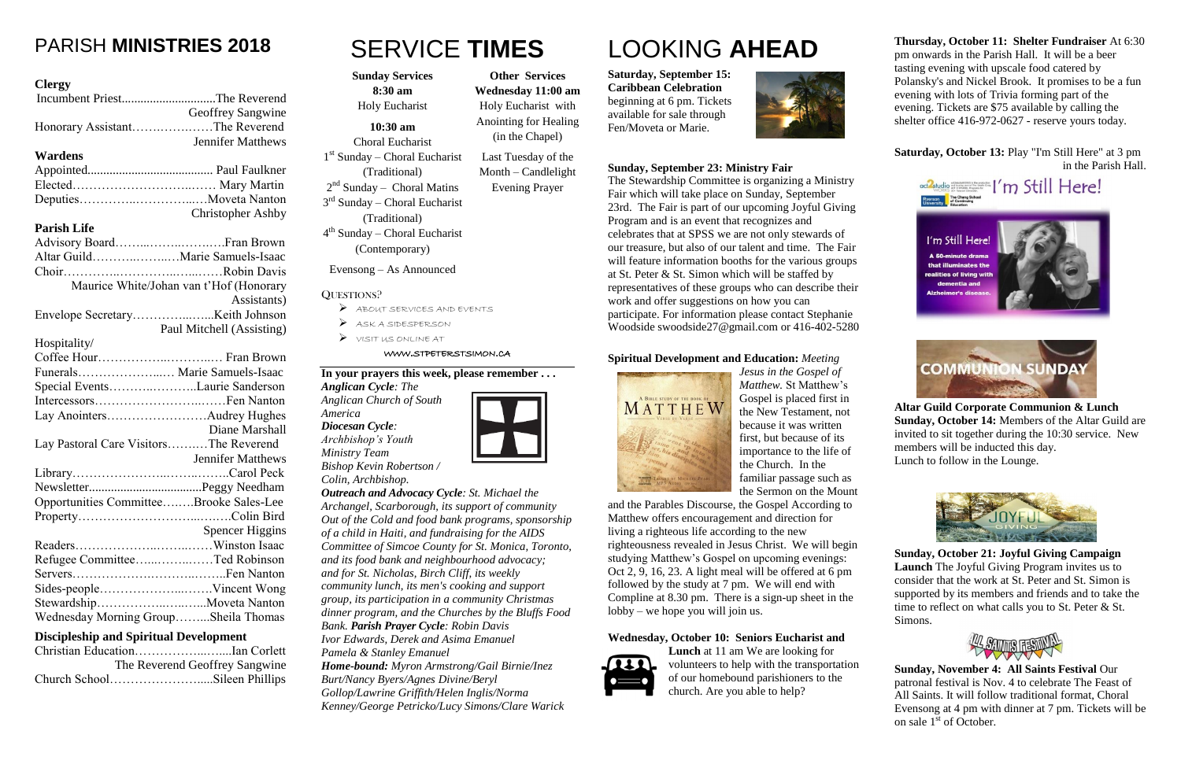# PARISH **MINISTRIES 2018**

### Clergy

Incumbent Priest.............................The Reverend Geoffrey Sangwine
Honorary Assistant…………………The Reverend Jennifer Matthews

### Wardens

Appointed....................................... Paul Faulkner
Elected……………………………… Mary Martin
Deputies……………………………Moveta Nanton
Christopher Ashby

### Parish Life

Advisory Board……………………….Fran Brown
Altar Guild……………………Marie Samuels-Isaac
Choir………………………………….Robin Davis
Maurice White/Johan van t'Hof (Honorary Assistants)
Envelope Secretary……………………Keith Johnson
Paul Mitchell (Assisting)
Hospitality/
Coffee Hour…………………………… Fran Brown
Funerals………………….… Marie Samuels-Isaac
Special Events…………………….Laurie Sanderson
Intercessors………………………………Fen Nanton
Lay Anointers……………………….Audrey Hughes
Diane Marshall
Lay Pastoral Care Visitors……….The Reverend Jennifer Matthews
Library………………………………….Carol Peck
Newsletter...................................Peggy Needham
Opportunities Committee……..Brooke Sales-Lee
Property……………………………….Colin Bird
Spencer Higgins
Readers……………………………Winston Isaac
Refugee Committee…………..……Ted Robinson
Servers……………………………….Fen Nanton
Sides-people………………………Vincent Wong
Stewardship……………………….Moveta Nanton
Wednesday Morning Group……...Sheila Thomas

### Discipleship and Spiritual Development

Christian Education……………………Ian Corlett
The Reverend Geoffrey Sangwine
Church School………………………Sileen Phillips

# SERVICE **TIMES**

**Sunday Services**

**8:30 am**
Holy Eucharist

**10:30 am**
Choral Eucharist
1st Sunday – Choral Eucharist (Traditional)
2nd Sunday – Choral Matins
3rd Sunday – Choral Eucharist (Traditional)
4th Sunday – Choral Eucharist (Contemporary)

Evensong – As Announced

**Other Services**

**Wednesday 11:00 am**
Holy Eucharist with Anointing for Healing (in the Chapel)

Last Tuesday of the Month – Candlelight Evening Prayer

QUESTIONS?

- ABOUT SERVICES AND EVENTS
- ASK A SIDESPERSON
- VISIT US ONLINE AT

WWW.STPETERSTSIMON.CA

**In your prayers this week, please remember . . .**

***Anglican Cycle****: The Anglican Church of South America*
***Diocesan Cycle****: Archbishop's Youth Ministry Team Bishop Kevin Robertson / Colin, Archbishop.*
***Outreach and Advocacy Cycle****: St. Michael the Archangel, Scarborough, its support of community Out of the Cold and food bank programs, sponsorship of a child in Haiti, and fundraising for the AIDS Committee of Simcoe County for St. Monica, Toronto, and its food bank and neighbourhood advocacy; and for St. Nicholas, Birch Cliff, its weekly community lunch, its men's cooking and support group, its participation in a community Christmas dinner program, and the Churches by the Bluffs Food Bank.* ***Parish Prayer Cycle****: Robin Davis Ivor Edwards, Derek and Asima Emanuel Pamela & Stanley Emanuel*
***Home-bound:*** *Myron Armstrong/Gail Birnie/Inez Burt/Nancy Byers/Agnes Divine/Beryl Gollop/Lawrine Griffith/Helen Inglis/Norma Kenney/George Petricko/Lucy Simons/Clare Warick*

# LOOKING **AHEAD**

**Saturday, September 15: Caribbean Celebration** beginning at 6 pm. Tickets available for sale through Fen/Moveta or Marie.

**Sunday, September 23: Ministry Fair**
The Stewardship Committee is organizing a Ministry Fair which will take place on Sunday, September 23rd. The Fair is part of our upcoming Joyful Giving Program and is an event that recognizes and celebrates that at SPSS we are not only stewards of our treasure, but also of our talent and time. The Fair will feature information booths for the various groups at St. Peter & St. Simon which will be staffed by representatives of these groups who can describe their work and offer suggestions on how you can participate. For information please contact Stephanie Woodside swoodside27@gmail.com or 416-402-5280

**Spiritual Development and Education:** *Meeting Jesus in the Gospel of Matthew.* St Matthew's Gospel is placed first in the New Testament, not because it was written first, but because of its importance to the life of the Church. In the familiar passage such as the Sermon on the Mount and the Parables Discourse, the Gospel According to Matthew offers encouragement and direction for living a righteous life according to the new righteousness revealed in Jesus Christ. We will begin studying Matthew's Gospel on upcoming evenings: Oct 2, 9, 16, 23. A light meal will be offered at 6 pm followed by the study at 7 pm. We will end with Compline at 8.30 pm. There is a sign-up sheet in the lobby – we hope you will join us.

**Wednesday, October 10: Seniors Eucharist and Lunch** at 11 am We are looking for volunteers to help with the transportation of our homebound parishioners to the church. Are you able to help?

**Thursday, October 11: Shelter Fundraiser** At 6:30 pm onwards in the Parish Hall. It will be a beer tasting evening with upscale food catered by Polansky's and Nickel Brook. It promises to be a fun evening with lots of Trivia forming part of the evening. Tickets are $75 available by calling the shelter office 416-972-0627 - reserve yours today.

**Saturday, October 13:** Play "I'm Still Here" at 3 pm in the Parish Hall.

**Altar Guild Corporate Communion & Lunch Sunday, October 14:** Members of the Altar Guild are invited to sit together during the 10:30 service. New members will be inducted this day.
Lunch to follow in the Lounge.

**Sunday, October 21: Joyful Giving Campaign Launch** The Joyful Giving Program invites us to consider that the work at St. Peter and St. Simon is supported by its members and friends and to take the time to reflect on what calls you to St. Peter & St. Simons.

**Sunday, November 4: All Saints Festival** Our patronal festival is Nov. 4 to celebrate The Feast of All Saints. It will follow traditional format, Choral Evensong at 4 pm with dinner at 7 pm. Tickets will be on sale 1st of October.